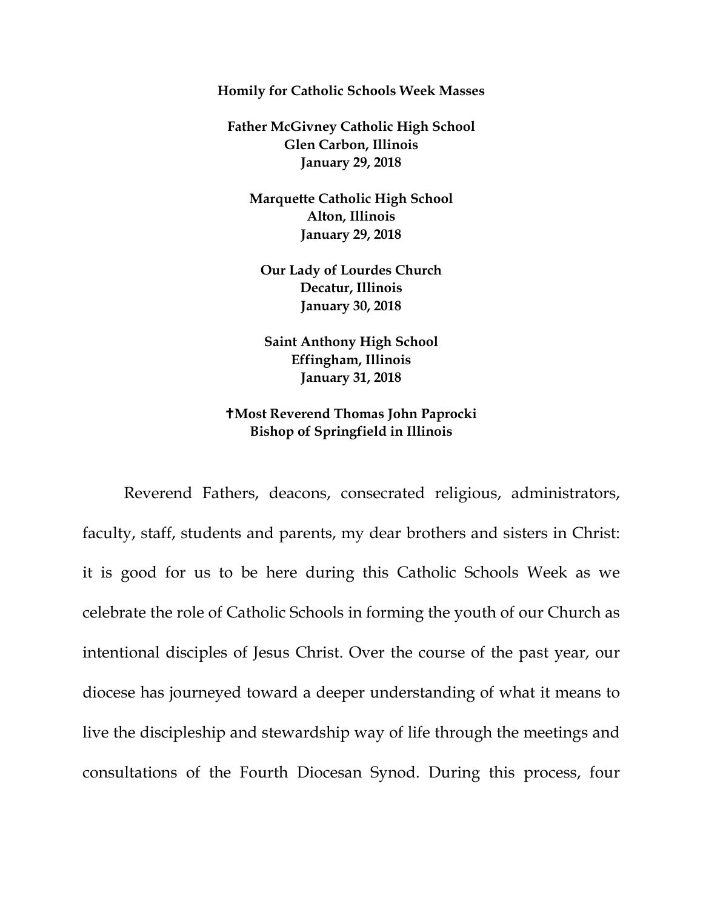**Homily for Catholic Schools Week Masses**

**Father McGivney Catholic High School**
**Glen Carbon, Illinois**
**January 29, 2018**

**Marquette Catholic High School**
**Alton, Illinois**
**January 29, 2018**

**Our Lady of Lourdes Church**
**Decatur, Illinois**
**January 30, 2018**

**Saint Anthony High School**
**Effingham, Illinois**
**January 31, 2018**

**†Most Reverend Thomas John Paprocki**
**Bishop of Springfield in Illinois**

Reverend Fathers, deacons, consecrated religious, administrators, faculty, staff, students and parents, my dear brothers and sisters in Christ: it is good for us to be here during this Catholic Schools Week as we celebrate the role of Catholic Schools in forming the youth of our Church as intentional disciples of Jesus Christ. Over the course of the past year, our diocese has journeyed toward a deeper understanding of what it means to live the discipleship and stewardship way of life through the meetings and consultations of the Fourth Diocesan Synod. During this process, four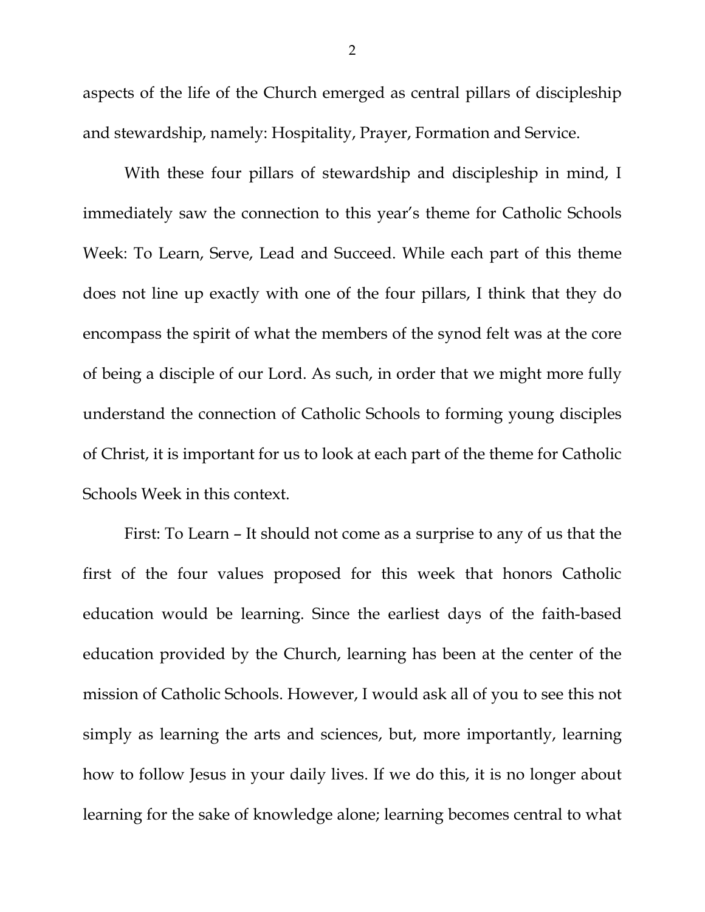aspects of the life of the Church emerged as central pillars of discipleship and stewardship, namely: Hospitality, Prayer, Formation and Service.

With these four pillars of stewardship and discipleship in mind, I immediately saw the connection to this year's theme for Catholic Schools Week: To Learn, Serve, Lead and Succeed. While each part of this theme does not line up exactly with one of the four pillars, I think that they do encompass the spirit of what the members of the synod felt was at the core of being a disciple of our Lord. As such, in order that we might more fully understand the connection of Catholic Schools to forming young disciples of Christ, it is important for us to look at each part of the theme for Catholic Schools Week in this context.

First: To Learn – It should not come as a surprise to any of us that the first of the four values proposed for this week that honors Catholic education would be learning. Since the earliest days of the faith-based education provided by the Church, learning has been at the center of the mission of Catholic Schools. However, I would ask all of you to see this not simply as learning the arts and sciences, but, more importantly, learning how to follow Jesus in your daily lives. If we do this, it is no longer about learning for the sake of knowledge alone; learning becomes central to what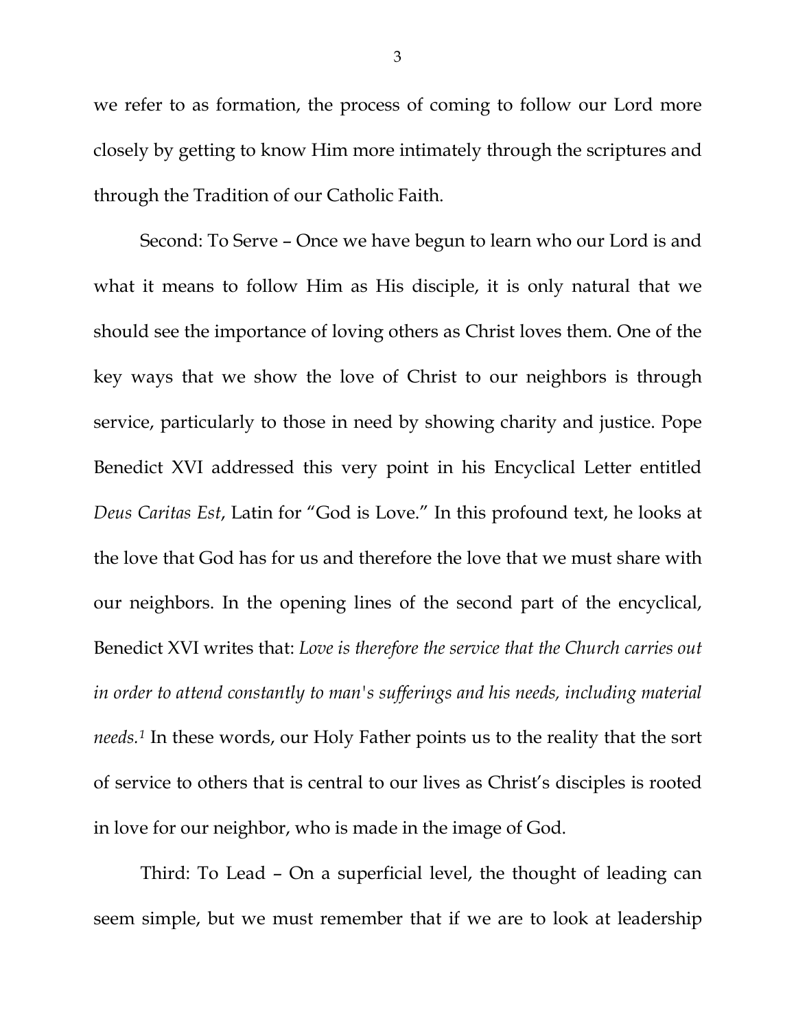we refer to as formation, the process of coming to follow our Lord more closely by getting to know Him more intimately through the scriptures and through the Tradition of our Catholic Faith.

Second: To Serve – Once we have begun to learn who our Lord is and what it means to follow Him as His disciple, it is only natural that we should see the importance of loving others as Christ loves them. One of the key ways that we show the love of Christ to our neighbors is through service, particularly to those in need by showing charity and justice. Pope Benedict XVI addressed this very point in his Encyclical Letter entitled *Deus Caritas Est*, Latin for "God is Love." In this profound text, he looks at the love that God has for us and therefore the love that we must share with our neighbors. In the opening lines of the second part of the encyclical, Benedict XVI writes that: *Love is therefore the service that the Church carries out in order to attend constantly to man's sufferings and his needs, including material needs.*[1] In these words, our Holy Father points us to the reality that the sort of service to others that is central to our lives as Christ's disciples is rooted in love for our neighbor, who is made in the image of God.

Third: To Lead – On a superficial level, the thought of leading can seem simple, but we must remember that if we are to look at leadership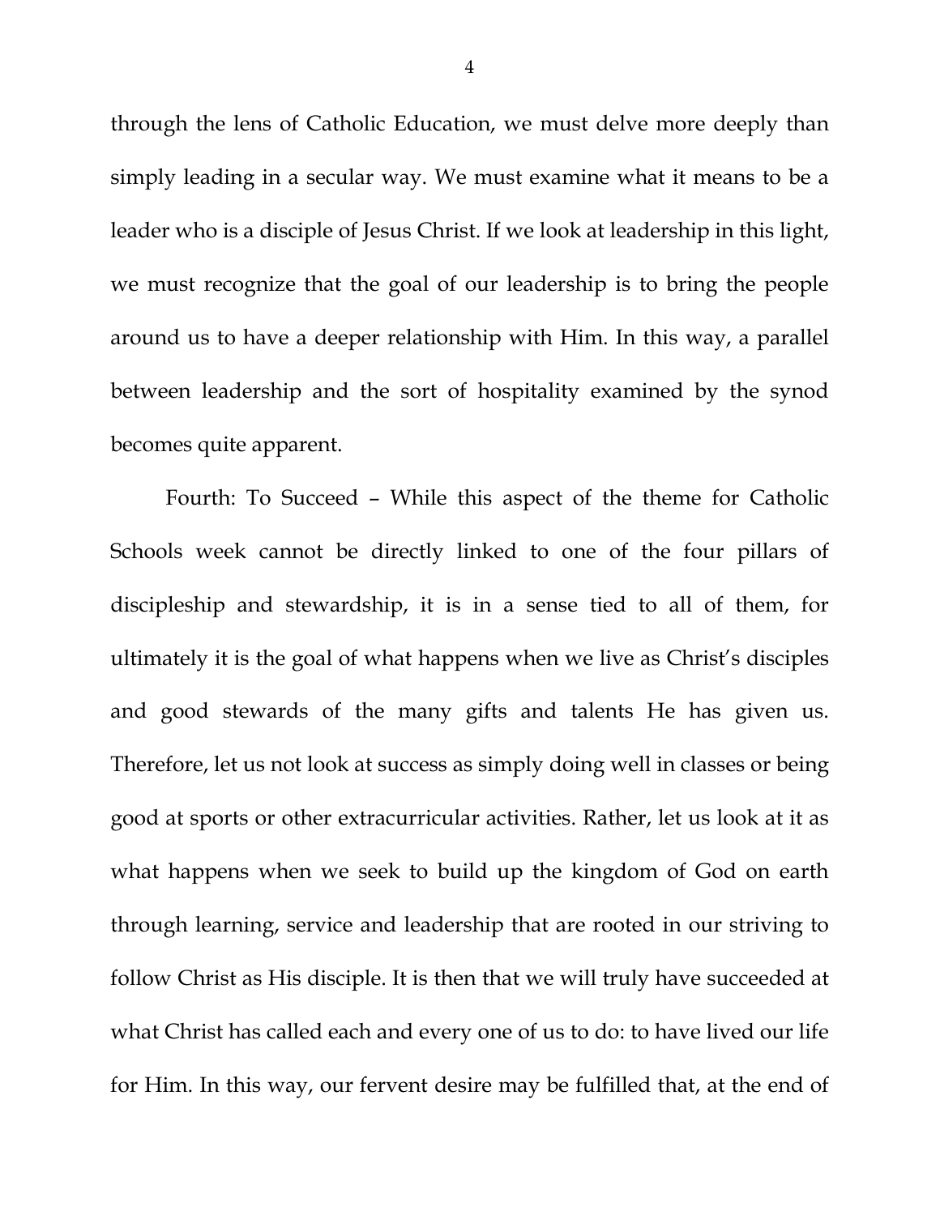through the lens of Catholic Education, we must delve more deeply than simply leading in a secular way. We must examine what it means to be a leader who is a disciple of Jesus Christ. If we look at leadership in this light, we must recognize that the goal of our leadership is to bring the people around us to have a deeper relationship with Him. In this way, a parallel between leadership and the sort of hospitality examined by the synod becomes quite apparent.

Fourth: To Succeed – While this aspect of the theme for Catholic Schools week cannot be directly linked to one of the four pillars of discipleship and stewardship, it is in a sense tied to all of them, for ultimately it is the goal of what happens when we live as Christ's disciples and good stewards of the many gifts and talents He has given us. Therefore, let us not look at success as simply doing well in classes or being good at sports or other extracurricular activities. Rather, let us look at it as what happens when we seek to build up the kingdom of God on earth through learning, service and leadership that are rooted in our striving to follow Christ as His disciple. It is then that we will truly have succeeded at what Christ has called each and every one of us to do: to have lived our life for Him. In this way, our fervent desire may be fulfilled that, at the end of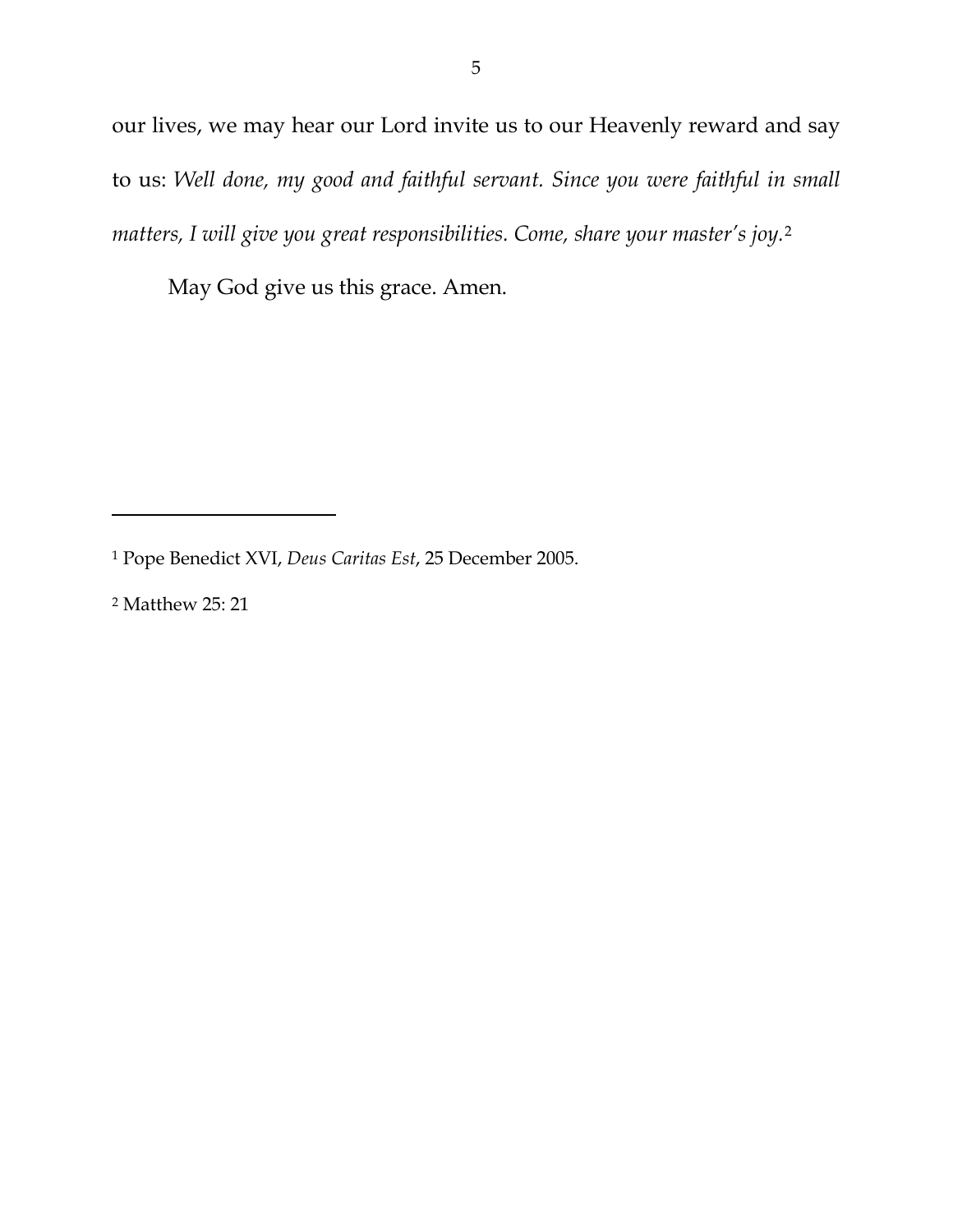our lives, we may hear our Lord invite us to our Heavenly reward and say to us: *Well done, my good and faithful servant. Since you were faithful in small matters, I will give you great responsibilities. Come, share your master's joy.*[2]

May God give us this grace. Amen.

---

[1] Pope Benedict XVI, *Deus Caritas Est*, 25 December 2005.

[2] Matthew 25: 21